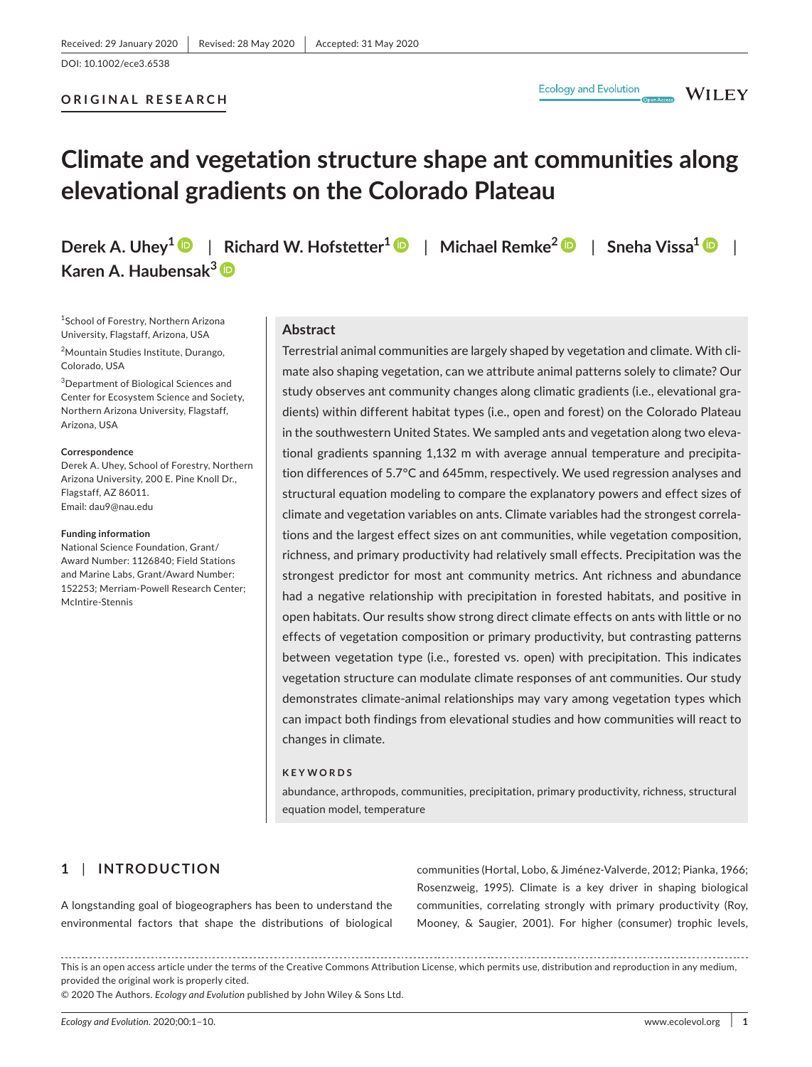Received: 29 January 2020 | Revised: 28 May 2020 | Accepted: 31 May 2020

DOI: 10.1002/ece3.6538

**ORIGINAL RESEARCH**

# Climate and vegetation structure shape ant communities along elevational gradients on the Colorado Plateau

**Derek A. Uhey[1] | Richard W. Hofstetter[1] | Michael Remke[2] | Sneha Vissa[1] | Karen A. Haubensak[3]**

[1]School of Forestry, Northern Arizona University, Flagstaff, Arizona, USA

[2]Mountain Studies Institute, Durango, Colorado, USA

[3]Department of Biological Sciences and Center for Ecosystem Science and Society, Northern Arizona University, Flagstaff, Arizona, USA

**Correspondence**
Derek A. Uhey, School of Forestry, Northern Arizona University, 200 E. Pine Knoll Dr., Flagstaff, AZ 86011.
Email: dau9@nau.edu

**Funding information**
National Science Foundation, Grant/Award Number: 1126840; Field Stations and Marine Labs, Grant/Award Number: 152253; Merriam-Powell Research Center; McIntire-Stennis

## Abstract

Terrestrial animal communities are largely shaped by vegetation and climate. With climate also shaping vegetation, can we attribute animal patterns solely to climate? Our study observes ant community changes along climatic gradients (i.e., elevational gradients) within different habitat types (i.e., open and forest) on the Colorado Plateau in the southwestern United States. We sampled ants and vegetation along two elevational gradients spanning 1,132 m with average annual temperature and precipitation differences of 5.7°C and 645mm, respectively. We used regression analyses and structural equation modeling to compare the explanatory powers and effect sizes of climate and vegetation variables on ants. Climate variables had the strongest correlations and the largest effect sizes on ant communities, while vegetation composition, richness, and primary productivity had relatively small effects. Precipitation was the strongest predictor for most ant community metrics. Ant richness and abundance had a negative relationship with precipitation in forested habitats, and positive in open habitats. Our results show strong direct climate effects on ants with little or no effects of vegetation composition or primary productivity, but contrasting patterns between vegetation type (i.e., forested vs. open) with precipitation. This indicates vegetation structure can modulate climate responses of ant communities. Our study demonstrates climate-animal relationships may vary among vegetation types which can impact both findings from elevational studies and how communities will react to changes in climate.

**KEYWORDS**

abundance, arthropods, communities, precipitation, primary productivity, richness, structural equation model, temperature

## 1 | INTRODUCTION

A longstanding goal of biogeographers has been to understand the environmental factors that shape the distributions of biological communities (Hortal, Lobo, & Jiménez-Valverde, 2012; Pianka, 1966; Rosenzweig, 1995). Climate is a key driver in shaping biological communities, correlating strongly with primary productivity (Roy, Mooney, & Saugier, 2001). For higher (consumer) trophic levels,

This is an open access article under the terms of the Creative Commons Attribution License, which permits use, distribution and reproduction in any medium, provided the original work is properly cited.
© 2020 The Authors. *Ecology and Evolution* published by John Wiley & Sons Ltd.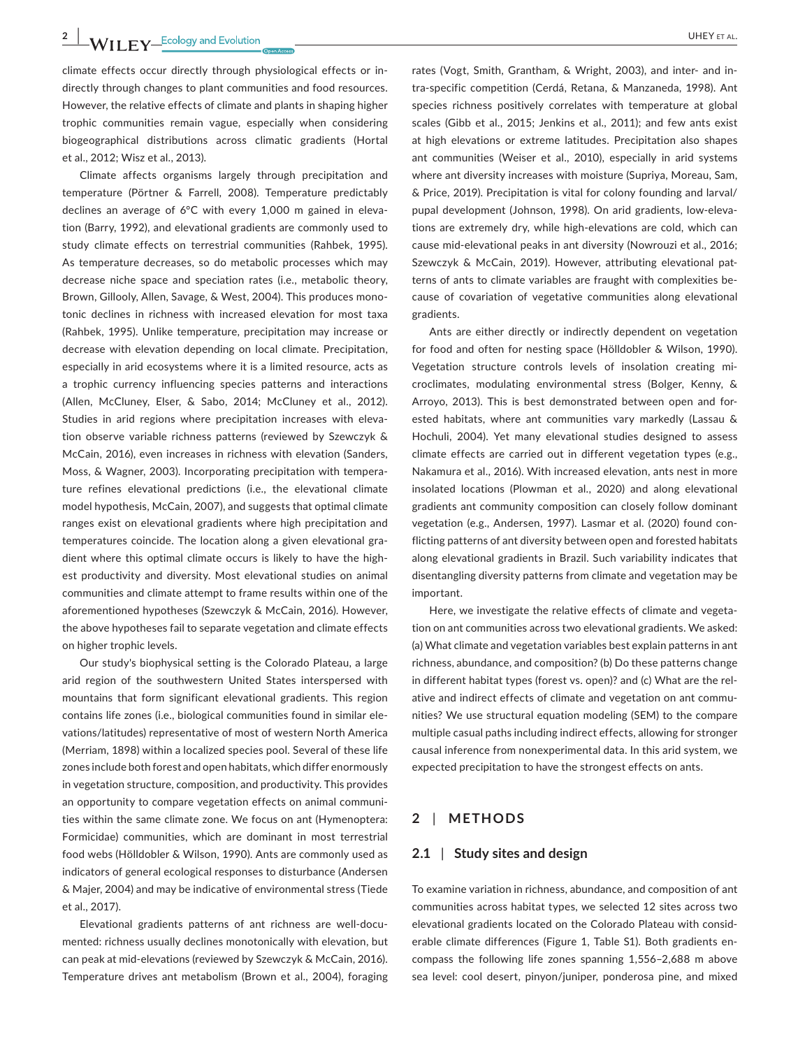climate effects occur directly through physiological effects or indirectly through changes to plant communities and food resources. However, the relative effects of climate and plants in shaping higher trophic communities remain vague, especially when considering biogeographical distributions across climatic gradients (Hortal et al., 2012; Wisz et al., 2013).

Climate affects organisms largely through precipitation and temperature (Pörtner & Farrell, 2008). Temperature predictably declines an average of 6°C with every 1,000 m gained in elevation (Barry, 1992), and elevational gradients are commonly used to study climate effects on terrestrial communities (Rahbek, 1995). As temperature decreases, so do metabolic processes which may decrease niche space and speciation rates (i.e., metabolic theory, Brown, Gillooly, Allen, Savage, & West, 2004). This produces monotonic declines in richness with increased elevation for most taxa (Rahbek, 1995). Unlike temperature, precipitation may increase or decrease with elevation depending on local climate. Precipitation, especially in arid ecosystems where it is a limited resource, acts as a trophic currency influencing species patterns and interactions (Allen, McCluney, Elser, & Sabo, 2014; McCluney et al., 2012). Studies in arid regions where precipitation increases with elevation observe variable richness patterns (reviewed by Szewczyk & McCain, 2016), even increases in richness with elevation (Sanders, Moss, & Wagner, 2003). Incorporating precipitation with temperature refines elevational predictions (i.e., the elevational climate model hypothesis, McCain, 2007), and suggests that optimal climate ranges exist on elevational gradients where high precipitation and temperatures coincide. The location along a given elevational gradient where this optimal climate occurs is likely to have the highest productivity and diversity. Most elevational studies on animal communities and climate attempt to frame results within one of the aforementioned hypotheses (Szewczyk & McCain, 2016). However, the above hypotheses fail to separate vegetation and climate effects on higher trophic levels.

Our study's biophysical setting is the Colorado Plateau, a large arid region of the southwestern United States interspersed with mountains that form significant elevational gradients. This region contains life zones (i.e., biological communities found in similar elevations/latitudes) representative of most of western North America (Merriam, 1898) within a localized species pool. Several of these life zones include both forest and open habitats, which differ enormously in vegetation structure, composition, and productivity. This provides an opportunity to compare vegetation effects on animal communities within the same climate zone. We focus on ant (Hymenoptera: Formicidae) communities, which are dominant in most terrestrial food webs (Hölldobler & Wilson, 1990). Ants are commonly used as indicators of general ecological responses to disturbance (Andersen & Majer, 2004) and may be indicative of environmental stress (Tiede et al., 2017).

Elevational gradients patterns of ant richness are well-documented: richness usually declines monotonically with elevation, but can peak at mid-elevations (reviewed by Szewczyk & McCain, 2016). Temperature drives ant metabolism (Brown et al., 2004), foraging rates (Vogt, Smith, Grantham, & Wright, 2003), and inter- and intra-specific competition (Cerdá, Retana, & Manzaneda, 1998). Ant species richness positively correlates with temperature at global scales (Gibb et al., 2015; Jenkins et al., 2011); and few ants exist at high elevations or extreme latitudes. Precipitation also shapes ant communities (Weiser et al., 2010), especially in arid systems where ant diversity increases with moisture (Supriya, Moreau, Sam, & Price, 2019). Precipitation is vital for colony founding and larval/pupal development (Johnson, 1998). On arid gradients, low-elevations are extremely dry, while high-elevations are cold, which can cause mid-elevational peaks in ant diversity (Nowrouzi et al., 2016; Szewczyk & McCain, 2019). However, attributing elevational patterns of ants to climate variables are fraught with complexities because of covariation of vegetative communities along elevational gradients.

Ants are either directly or indirectly dependent on vegetation for food and often for nesting space (Hölldobler & Wilson, 1990). Vegetation structure controls levels of insolation creating microclimates, modulating environmental stress (Bolger, Kenny, & Arroyo, 2013). This is best demonstrated between open and forested habitats, where ant communities vary markedly (Lassau & Hochuli, 2004). Yet many elevational studies designed to assess climate effects are carried out in different vegetation types (e.g., Nakamura et al., 2016). With increased elevation, ants nest in more insolated locations (Plowman et al., 2020) and along elevational gradients ant community composition can closely follow dominant vegetation (e.g., Andersen, 1997). Lasmar et al. (2020) found conflicting patterns of ant diversity between open and forested habitats along elevational gradients in Brazil. Such variability indicates that disentangling diversity patterns from climate and vegetation may be important.

Here, we investigate the relative effects of climate and vegetation on ant communities across two elevational gradients. We asked: (a) What climate and vegetation variables best explain patterns in ant richness, abundance, and composition? (b) Do these patterns change in different habitat types (forest vs. open)? and (c) What are the relative and indirect effects of climate and vegetation on ant communities? We use structural equation modeling (SEM) to the compare multiple casual paths including indirect effects, allowing for stronger causal inference from nonexperimental data. In this arid system, we expected precipitation to have the strongest effects on ants.

## 2 | METHODS

### 2.1 | Study sites and design

To examine variation in richness, abundance, and composition of ant communities across habitat types, we selected 12 sites across two elevational gradients located on the Colorado Plateau with considerable climate differences (Figure 1, Table S1). Both gradients encompass the following life zones spanning 1,556–2,688 m above sea level: cool desert, pinyon/juniper, ponderosa pine, and mixed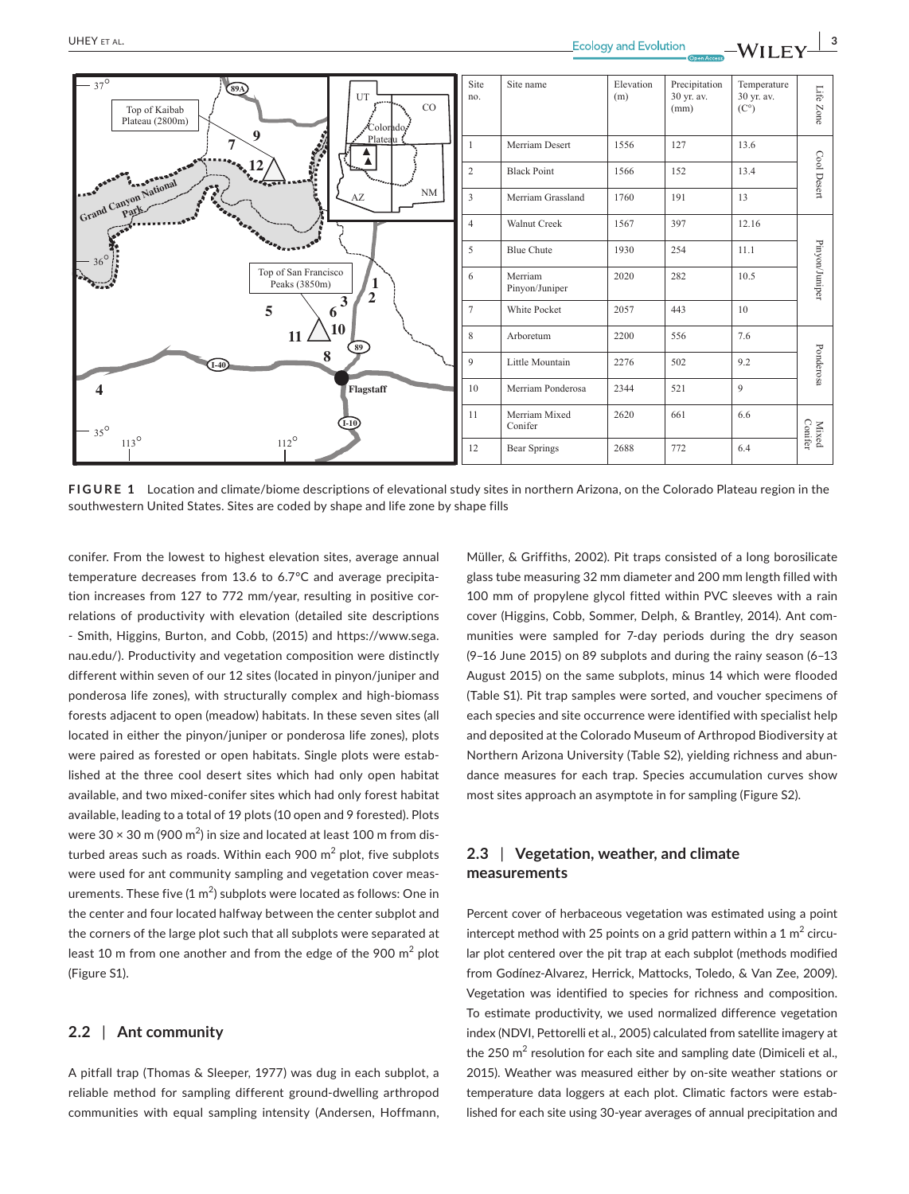| Site no. | Site name | Elevation (m) | Precipitation 30 yr. av. (mm) | Temperature 30 yr. av. (C°) | Life Zone |
|---|---|---|---|---|---|
| 1 | Merriam Desert | 1556 | 127 | 13.6 | Cool Desert |
| 2 | Black Point | 1566 | 152 | 13.4 | |
| 3 | Merriam Grassland | 1760 | 191 | 13 | |
| 4 | Walnut Creek | 1567 | 397 | 12.16 | Pinyon/Juniper |
| 5 | Blue Chute | 1930 | 254 | 11.1 | |
| 6 | Merriam Pinyon/Juniper | 2020 | 282 | 10.5 | |
| 7 | White Pocket | 2057 | 443 | 10 | |
| 8 | Arboretum | 2200 | 556 | 7.6 | Ponderosa |
| 9 | Little Mountain | 2276 | 502 | 9.2 | |
| 10 | Merriam Ponderosa | 2344 | 521 | 9 | |
| 11 | Merriam Mixed Conifer | 2620 | 661 | 6.6 | Mixed Conifer |
| 12 | Bear Springs | 2688 | 772 | 6.4 | |

**FIGURE 1** Location and climate/biome descriptions of elevational study sites in northern Arizona, on the Colorado Plateau region in the southwestern United States. Sites are coded by shape and life zone by shape fills

conifer. From the lowest to highest elevation sites, average annual temperature decreases from 13.6 to 6.7°C and average precipitation increases from 127 to 772 mm/year, resulting in positive correlations of productivity with elevation (detailed site descriptions - Smith, Higgins, Burton, and Cobb, (2015) and https://www.sega.nau.edu/). Productivity and vegetation composition were distinctly different within seven of our 12 sites (located in pinyon/juniper and ponderosa life zones), with structurally complex and high-biomass forests adjacent to open (meadow) habitats. In these seven sites (all located in either the pinyon/juniper or ponderosa life zones), plots were paired as forested or open habitats. Single plots were established at the three cool desert sites which had only open habitat available, and two mixed-conifer sites which had only forest habitat available, leading to a total of 19 plots (10 open and 9 forested). Plots were 30 × 30 m (900 m$^2$) in size and located at least 100 m from disturbed areas such as roads. Within each 900 m$^2$ plot, five subplots were used for ant community sampling and vegetation cover measurements. These five (1 m$^2$) subplots were located as follows: One in the center and four located halfway between the center subplot and the corners of the large plot such that all subplots were separated at least 10 m from one another and from the edge of the 900 m$^2$ plot (Figure S1).

### 2.2 | Ant community

A pitfall trap (Thomas & Sleeper, 1977) was dug in each subplot, a reliable method for sampling different ground-dwelling arthropod communities with equal sampling intensity (Andersen, Hoffmann, Müller, & Griffiths, 2002). Pit traps consisted of a long borosilicate glass tube measuring 32 mm diameter and 200 mm length filled with 100 mm of propylene glycol fitted within PVC sleeves with a rain cover (Higgins, Cobb, Sommer, Delph, & Brantley, 2014). Ant communities were sampled for 7-day periods during the dry season (9–16 June 2015) on 89 subplots and during the rainy season (6–13 August 2015) on the same subplots, minus 14 which were flooded (Table S1). Pit trap samples were sorted, and voucher specimens of each species and site occurrence were identified with specialist help and deposited at the Colorado Museum of Arthropod Biodiversity at Northern Arizona University (Table S2), yielding richness and abundance measures for each trap. Species accumulation curves show most sites approach an asymptote in for sampling (Figure S2).

### 2.3 | Vegetation, weather, and climate measurements

Percent cover of herbaceous vegetation was estimated using a point intercept method with 25 points on a grid pattern within a 1 m$^2$ circular plot centered over the pit trap at each subplot (methods modified from Godínez-Alvarez, Herrick, Mattocks, Toledo, & Van Zee, 2009). Vegetation was identified to species for richness and composition. To estimate productivity, we used normalized difference vegetation index (NDVI, Pettorelli et al., 2005) calculated from satellite imagery at the 250 m$^2$ resolution for each site and sampling date (Dimiceli et al., 2015). Weather was measured either by on-site weather stations or temperature data loggers at each plot. Climatic factors were established for each site using 30-year averages of annual precipitation and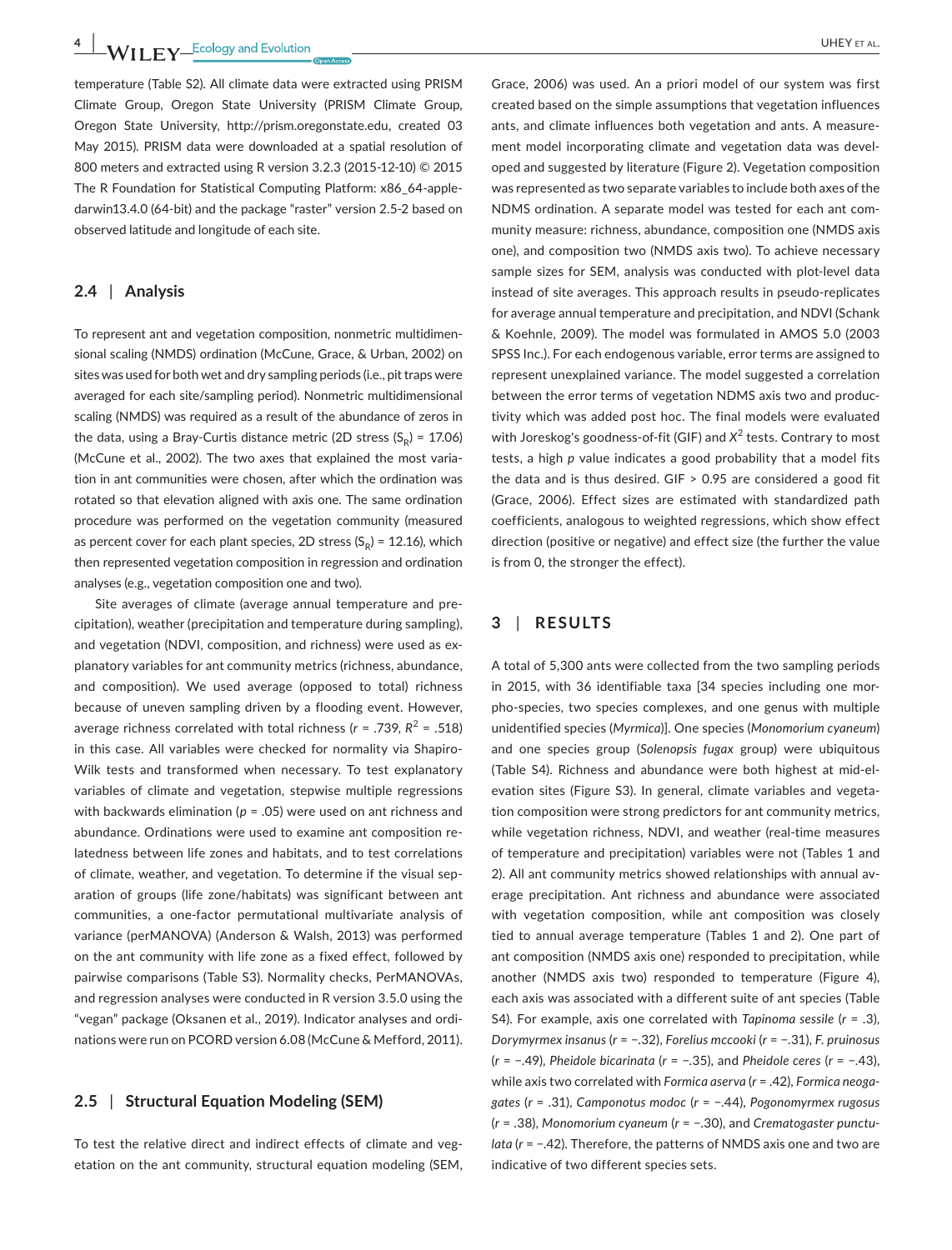temperature (Table S2). All climate data were extracted using PRISM Climate Group, Oregon State University (PRISM Climate Group, Oregon State University, http://prism.oregonstate.edu, created 03 May 2015). PRISM data were downloaded at a spatial resolution of 800 meters and extracted using R version 3.2.3 (2015-12-10) © 2015 The R Foundation for Statistical Computing Platform: x86_64-apple-darwin13.4.0 (64-bit) and the package "raster" version 2.5-2 based on observed latitude and longitude of each site.

### 2.4 | Analysis

To represent ant and vegetation composition, nonmetric multidimensional scaling (NMDS) ordination (McCune, Grace, & Urban, 2002) on sites was used for both wet and dry sampling periods (i.e., pit traps were averaged for each site/sampling period). Nonmetric multidimensional scaling (NMDS) was required as a result of the abundance of zeros in the data, using a Bray-Curtis distance metric (2D stress ($S_R$) = 17.06) (McCune et al., 2002). The two axes that explained the most variation in ant communities were chosen, after which the ordination was rotated so that elevation aligned with axis one. The same ordination procedure was performed on the vegetation community (measured as percent cover for each plant species, 2D stress ($S_R$) = 12.16), which then represented vegetation composition in regression and ordination analyses (e.g., vegetation composition one and two).

Site averages of climate (average annual temperature and precipitation), weather (precipitation and temperature during sampling), and vegetation (NDVI, composition, and richness) were used as explanatory variables for ant community metrics (richness, abundance, and composition). We used average (opposed to total) richness because of uneven sampling driven by a flooding event. However, average richness correlated with total richness ($r$ = .739, $R^2$ = .518) in this case. All variables were checked for normality via Shapiro-Wilk tests and transformed when necessary. To test explanatory variables of climate and vegetation, stepwise multiple regressions with backwards elimination ($p$ = .05) were used on ant richness and abundance. Ordinations were used to examine ant composition relatedness between life zones and habitats, and to test correlations of climate, weather, and vegetation. To determine if the visual separation of groups (life zone/habitats) was significant between ant communities, a one-factor permutational multivariate analysis of variance (perMANOVA) (Anderson & Walsh, 2013) was performed on the ant community with life zone as a fixed effect, followed by pairwise comparisons (Table S3). Normality checks, PerMANOVAs, and regression analyses were conducted in R version 3.5.0 using the "vegan" package (Oksanen et al., 2019). Indicator analyses and ordinations were run on PCORD version 6.08 (McCune & Mefford, 2011).

### 2.5 | Structural Equation Modeling (SEM)

To test the relative direct and indirect effects of climate and vegetation on the ant community, structural equation modeling (SEM, Grace, 2006) was used. An a priori model of our system was first created based on the simple assumptions that vegetation influences ants, and climate influences both vegetation and ants. A measurement model incorporating climate and vegetation data was developed and suggested by literature (Figure 2). Vegetation composition was represented as two separate variables to include both axes of the NDMS ordination. A separate model was tested for each ant community measure: richness, abundance, composition one (NMDS axis one), and composition two (NMDS axis two). To achieve necessary sample sizes for SEM, analysis was conducted with plot-level data instead of site averages. This approach results in pseudo-replicates for average annual temperature and precipitation, and NDVI (Schank & Koehnle, 2009). The model was formulated in AMOS 5.0 (2003 SPSS Inc.). For each endogenous variable, error terms are assigned to represent unexplained variance. The model suggested a correlation between the error terms of vegetation NDMS axis two and productivity which was added post hoc. The final models were evaluated with Joreskog's goodness-of-fit (GIF) and $X^2$ tests. Contrary to most tests, a high $p$ value indicates a good probability that a model fits the data and is thus desired. GIF > 0.95 are considered a good fit (Grace, 2006). Effect sizes are estimated with standardized path coefficients, analogous to weighted regressions, which show effect direction (positive or negative) and effect size (the further the value is from 0, the stronger the effect).

## 3 | RESULTS

A total of 5,300 ants were collected from the two sampling periods in 2015, with 36 identifiable taxa [34 species including one morpho-species, two species complexes, and one genus with multiple unidentified species (*Myrmica*)]. One species (*Monomorium cyaneum*) and one species group (*Solenopsis fugax* group) were ubiquitous (Table S4). Richness and abundance were both highest at mid-elevation sites (Figure S3). In general, climate variables and vegetation composition were strong predictors for ant community metrics, while vegetation richness, NDVI, and weather (real-time measures of temperature and precipitation) variables were not (Tables 1 and 2). All ant community metrics showed relationships with annual average precipitation. Ant richness and abundance were associated with vegetation composition, while ant composition was closely tied to annual average temperature (Tables 1 and 2). One part of ant composition (NMDS axis one) responded to precipitation, while another (NMDS axis two) responded to temperature (Figure 4), each axis was associated with a different suite of ant species (Table S4). For example, axis one correlated with *Tapinoma sessile* ($r$ = .3), *Dorymyrmex insanus* ($r$ = −.32), *Forelius mccooki* ($r$ = −.31), *F. pruinosus* ($r$ = −.49), *Pheidole bicarinata* ($r$ = −.35), and *Pheidole ceres* ($r$ = −.43), while axis two correlated with *Formica aserva* ($r$ = .42), *Formica neogagates* ($r$ = .31), *Camponotus modoc* ($r$ = −.44), *Pogonomyrmex rugosus* ($r$ = .38), *Monomorium cyaneum* ($r$ = −.30), and *Crematogaster punctulata* ($r$ = −.42). Therefore, the patterns of NMDS axis one and two are indicative of two different species sets.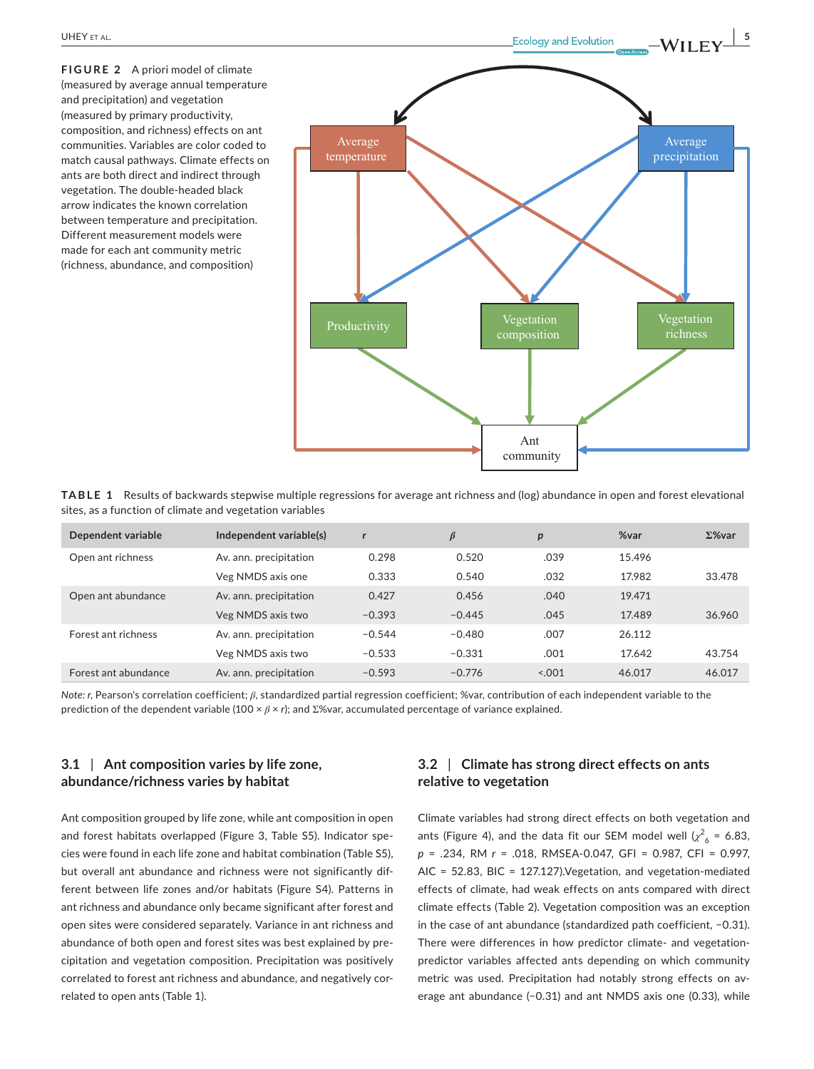**FIGURE 2** A priori model of climate (measured by average annual temperature and precipitation) and vegetation (measured by primary productivity, composition, and richness) effects on ant communities. Variables are color coded to match causal pathways. Climate effects on ants are both direct and indirect through vegetation. The double-headed black arrow indicates the known correlation between temperature and precipitation. Different measurement models were made for each ant community metric (richness, abundance, and composition)

**TABLE 1** Results of backwards stepwise multiple regressions for average ant richness and (log) abundance in open and forest elevational sites, as a function of climate and vegetation variables

| Dependent variable | Independent variable(s) | *r* | *β* | *p* | %var | Σ%var |
|---|---|---|---|---|---|---|
| Open ant richness | Av. ann. precipitation | 0.298 | 0.520 | .039 | 15.496 | |
| | Veg NMDS axis one | 0.333 | 0.540 | .032 | 17.982 | 33.478 |
| Open ant abundance | Av. ann. precipitation | 0.427 | 0.456 | .040 | 19.471 | |
| | Veg NMDS axis two | −0.393 | −0.445 | .045 | 17.489 | 36.960 |
| Forest ant richness | Av. ann. precipitation | −0.544 | −0.480 | .007 | 26.112 | |
| | Veg NMDS axis two | −0.533 | −0.331 | .001 | 17.642 | 43.754 |
| Forest ant abundance | Av. ann. precipitation | −0.593 | −0.776 | <.001 | 46.017 | 46.017 |

*Note*: *r*, Pearson's correlation coefficient; *β*, standardized partial regression coefficient; %var, contribution of each independent variable to the prediction of the dependent variable (100 × *β* × *r*); and Σ%var, accumulated percentage of variance explained.

### 3.1 | Ant composition varies by life zone, abundance/richness varies by habitat

Ant composition grouped by life zone, while ant composition in open and forest habitats overlapped (Figure 3, Table S5). Indicator species were found in each life zone and habitat combination (Table S5), but overall ant abundance and richness were not significantly different between life zones and/or habitats (Figure S4). Patterns in ant richness and abundance only became significant after forest and open sites were considered separately. Variance in ant richness and abundance of both open and forest sites was best explained by precipitation and vegetation composition. Precipitation was positively correlated to forest ant richness and abundance, and negatively correlated to open ants (Table 1).

### 3.2 | Climate has strong direct effects on ants relative to vegetation

Climate variables had strong direct effects on both vegetation and ants (Figure 4), and the data fit our SEM model well ($\chi^2_6$ = 6.83, *p* = .234, RM *r* = .018, RMSEA-0.047, GFI = 0.987, CFI = 0.997, AIC = 52.83, BIC = 127.127).Vegetation, and vegetation-mediated effects of climate, had weak effects on ants compared with direct climate effects (Table 2). Vegetation composition was an exception in the case of ant abundance (standardized path coefficient, −0.31). There were differences in how predictor climate- and vegetation-predictor variables affected ants depending on which community metric was used. Precipitation had notably strong effects on average ant abundance (−0.31) and ant NMDS axis one (0.33), while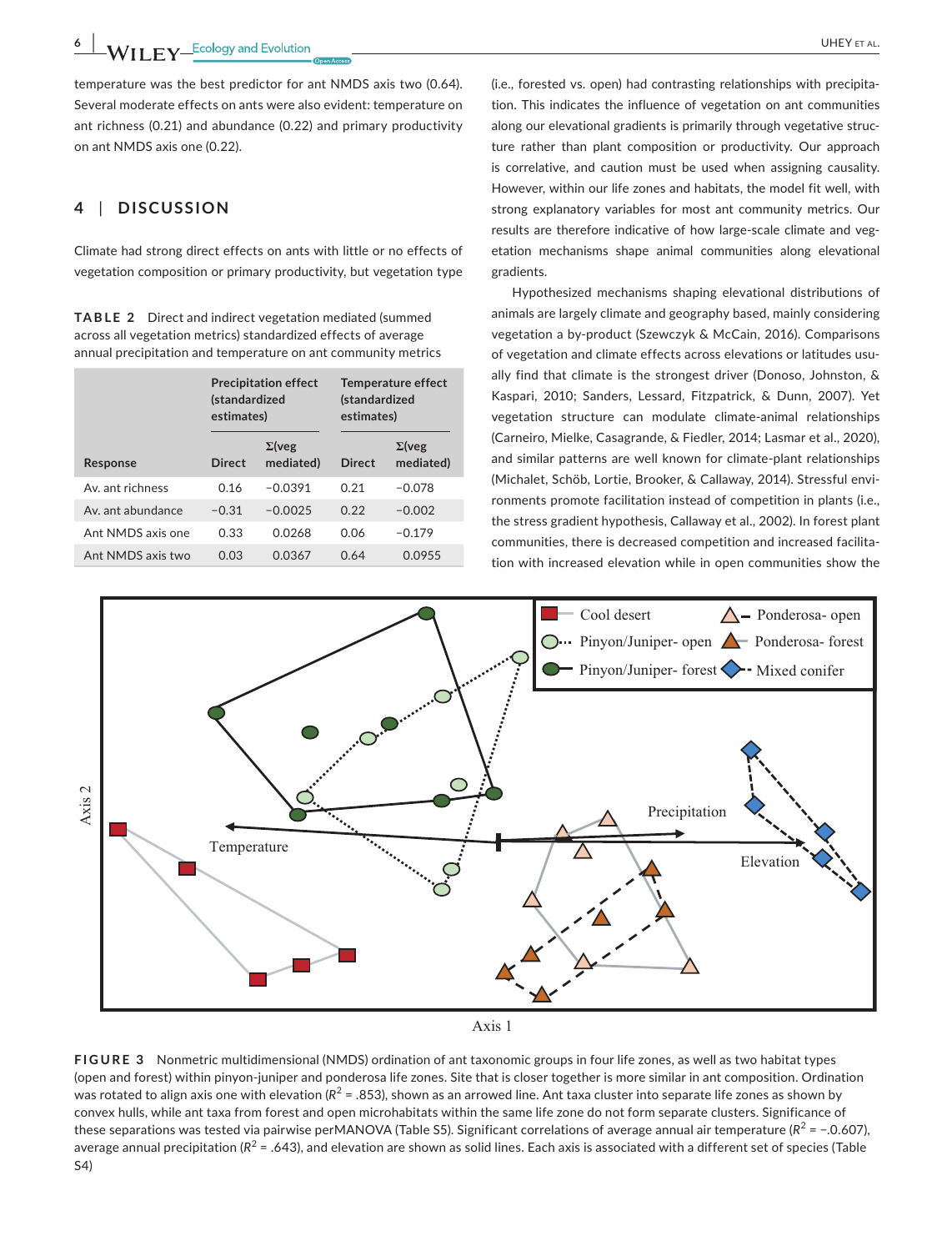temperature was the best predictor for ant NMDS axis two (0.64). Several moderate effects on ants were also evident: temperature on ant richness (0.21) and abundance (0.22) and primary productivity on ant NMDS axis one (0.22).

## 4 | DISCUSSION

Climate had strong direct effects on ants with little or no effects of vegetation composition or primary productivity, but vegetation type (i.e., forested vs. open) had contrasting relationships with precipitation. This indicates the influence of vegetation on ant communities along our elevational gradients is primarily through vegetative structure rather than plant composition or productivity. Our approach is correlative, and caution must be used when assigning causality. However, within our life zones and habitats, the model fit well, with strong explanatory variables for most ant community metrics. Our results are therefore indicative of how large-scale climate and vegetation mechanisms shape animal communities along elevational gradients.

**TABLE 2** Direct and indirect vegetation mediated (summed across all vegetation metrics) standardized effects of average annual precipitation and temperature on ant community metrics

| | Precipitation effect (standardized estimates) | | Temperature effect (standardized estimates) | |
|---|---|---|---|---|
| Response | Direct | Σ(veg mediated) | Direct | Σ(veg mediated) |
| Av. ant richness | 0.16 | −0.0391 | 0.21 | −0.078 |
| Av. ant abundance | −0.31 | −0.0025 | 0.22 | −0.002 |
| Ant NMDS axis one | 0.33 | 0.0268 | 0.06 | −0.179 |
| Ant NMDS axis two | 0.03 | 0.0367 | 0.64 | 0.0955 |

Hypothesized mechanisms shaping elevational distributions of animals are largely climate and geography based, mainly considering vegetation a by-product (Szewczyk & McCain, 2016). Comparisons of vegetation and climate effects across elevations or latitudes usually find that climate is the strongest driver (Donoso, Johnston, & Kaspari, 2010; Sanders, Lessard, Fitzpatrick, & Dunn, 2007). Yet vegetation structure can modulate climate-animal relationships (Carneiro, Mielke, Casagrande, & Fiedler, 2014; Lasmar et al., 2020), and similar patterns are well known for climate-plant relationships (Michalet, Schöb, Lortie, Brooker, & Callaway, 2014). Stressful environments promote facilitation instead of competition in plants (i.e., the stress gradient hypothesis, Callaway et al., 2002). In forest plant communities, there is decreased competition and increased facilitation with increased elevation while in open communities show the

**FIGURE 3** Nonmetric multidimensional (NMDS) ordination of ant taxonomic groups in four life zones, as well as two habitat types (open and forest) within pinyon-juniper and ponderosa life zones. Site that is closer together is more similar in ant composition. Ordination was rotated to align axis one with elevation ($R^2$ = .853), shown as an arrowed line. Ant taxa cluster into separate life zones as shown by convex hulls, while ant taxa from forest and open microhabitats within the same life zone do not form separate clusters. Significance of these separations was tested via pairwise perMANOVA (Table S5). Significant correlations of average annual air temperature ($R^2$ = −.0.607), average annual precipitation ($R^2$ = .643), and elevation are shown as solid lines. Each axis is associated with a different set of species (Table S4)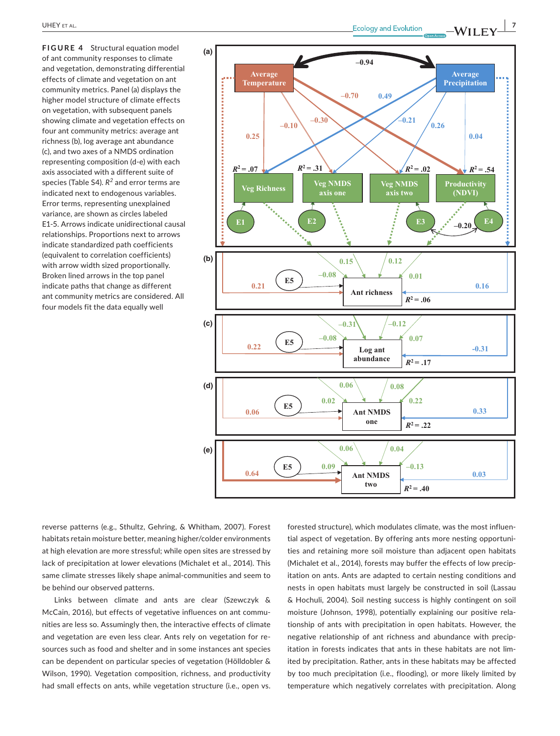**FIGURE 4** Structural equation model of ant community responses to climate and vegetation, demonstrating differential effects of climate and vegetation on ant community metrics. Panel (a) displays the higher model structure of climate effects on vegetation, with subsequent panels showing climate and vegetation effects on four ant community metrics: average ant richness (b), log average ant abundance (c), and two axes of a NMDS ordination representing composition (d-e) with each axis associated with a different suite of species (Table S4). $R^2$ and error terms are indicated next to endogenous variables. Error terms, representing unexplained variance, are shown as circles labeled E1-5. Arrows indicate unidirectional causal relationships. Proportions next to arrows indicate standardized path coefficients (equivalent to correlation coefficients) with arrow width sized proportionally. Broken lined arrows in the top panel indicate paths that change as different ant community metrics are considered. All four models fit the data equally well

reverse patterns (e.g., Sthultz, Gehring, & Whitham, 2007). Forest habitats retain moisture better, meaning higher/colder environments at high elevation are more stressful; while open sites are stressed by lack of precipitation at lower elevations (Michalet et al., 2014). This same climate stresses likely shape animal-communities and seem to be behind our observed patterns.

Links between climate and ants are clear (Szewczyk & McCain, 2016), but effects of vegetative influences on ant communities are less so. Assumingly then, the interactive effects of climate and vegetation are even less clear. Ants rely on vegetation for resources such as food and shelter and in some instances ant species can be dependent on particular species of vegetation (Hölldobler & Wilson, 1990). Vegetation composition, richness, and productivity had small effects on ants, while vegetation structure (i.e., open vs. forested structure), which modulates climate, was the most influential aspect of vegetation. By offering ants more nesting opportunities and retaining more soil moisture than adjacent open habitats (Michalet et al., 2014), forests may buffer the effects of low precipitation on ants. Ants are adapted to certain nesting conditions and nests in open habitats must largely be constructed in soil (Lassau & Hochuli, 2004). Soil nesting success is highly contingent on soil moisture (Johnson, 1998), potentially explaining our positive relationship of ants with precipitation in open habitats. However, the negative relationship of ant richness and abundance with precipitation in forests indicates that ants in these habitats are not limited by precipitation. Rather, ants in these habitats may be affected by too much precipitation (i.e., flooding), or more likely limited by temperature which negatively correlates with precipitation. Along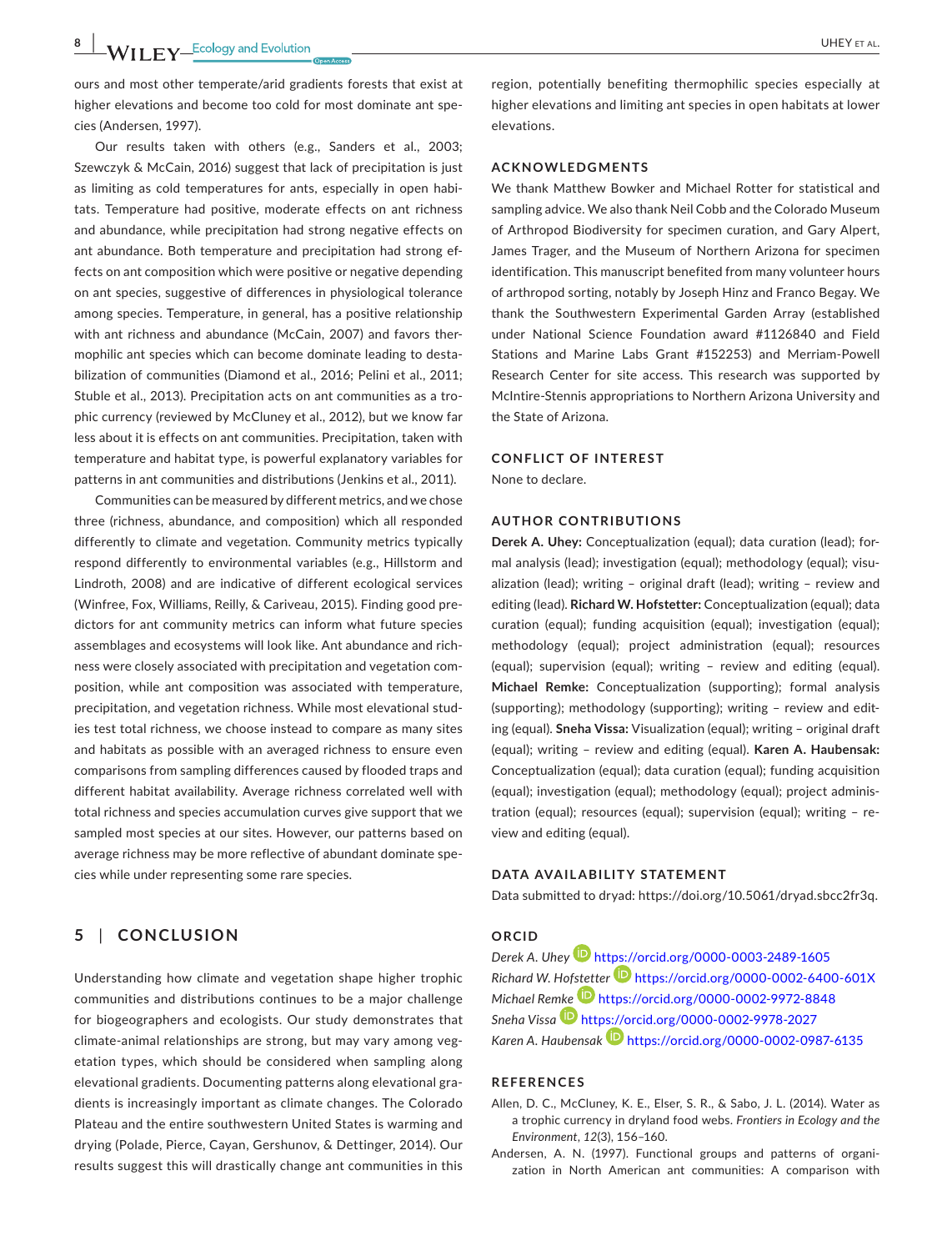ours and most other temperate/arid gradients forests that exist at higher elevations and become too cold for most dominate ant species (Andersen, 1997).

Our results taken with others (e.g., Sanders et al., 2003; Szewczyk & McCain, 2016) suggest that lack of precipitation is just as limiting as cold temperatures for ants, especially in open habitats. Temperature had positive, moderate effects on ant richness and abundance, while precipitation had strong negative effects on ant abundance. Both temperature and precipitation had strong effects on ant composition which were positive or negative depending on ant species, suggestive of differences in physiological tolerance among species. Temperature, in general, has a positive relationship with ant richness and abundance (McCain, 2007) and favors thermophilic ant species which can become dominate leading to destabilization of communities (Diamond et al., 2016; Pelini et al., 2011; Stuble et al., 2013). Precipitation acts on ant communities as a trophic currency (reviewed by McCluney et al., 2012), but we know far less about it is effects on ant communities. Precipitation, taken with temperature and habitat type, is powerful explanatory variables for patterns in ant communities and distributions (Jenkins et al., 2011).

Communities can be measured by different metrics, and we chose three (richness, abundance, and composition) which all responded differently to climate and vegetation. Community metrics typically respond differently to environmental variables (e.g., Hillstorm and Lindroth, 2008) and are indicative of different ecological services (Winfree, Fox, Williams, Reilly, & Cariveau, 2015). Finding good predictors for ant community metrics can inform what future species assemblages and ecosystems will look like. Ant abundance and richness were closely associated with precipitation and vegetation composition, while ant composition was associated with temperature, precipitation, and vegetation richness. While most elevational studies test total richness, we choose instead to compare as many sites and habitats as possible with an averaged richness to ensure even comparisons from sampling differences caused by flooded traps and different habitat availability. Average richness correlated well with total richness and species accumulation curves give support that we sampled most species at our sites. However, our patterns based on average richness may be more reflective of abundant dominate species while under representing some rare species.

## 5 | CONCLUSION

Understanding how climate and vegetation shape higher trophic communities and distributions continues to be a major challenge for biogeographers and ecologists. Our study demonstrates that climate-animal relationships are strong, but may vary among vegetation types, which should be considered when sampling along elevational gradients. Documenting patterns along elevational gradients is increasingly important as climate changes. The Colorado Plateau and the entire southwestern United States is warming and drying (Polade, Pierce, Cayan, Gershunov, & Dettinger, 2014). Our results suggest this will drastically change ant communities in this region, potentially benefiting thermophilic species especially at higher elevations and limiting ant species in open habitats at lower elevations.

## ACKNOWLEDGMENTS

We thank Matthew Bowker and Michael Rotter for statistical and sampling advice. We also thank Neil Cobb and the Colorado Museum of Arthropod Biodiversity for specimen curation, and Gary Alpert, James Trager, and the Museum of Northern Arizona for specimen identification. This manuscript benefited from many volunteer hours of arthropod sorting, notably by Joseph Hinz and Franco Begay. We thank the Southwestern Experimental Garden Array (established under National Science Foundation award #1126840 and Field Stations and Marine Labs Grant #152253) and Merriam-Powell Research Center for site access. This research was supported by McIntire-Stennis appropriations to Northern Arizona University and the State of Arizona.

## CONFLICT OF INTEREST

None to declare.

## AUTHOR CONTRIBUTIONS

**Derek A. Uhey:** Conceptualization (equal); data curation (lead); formal analysis (lead); investigation (equal); methodology (equal); visualization (lead); writing – original draft (lead); writing – review and editing (lead). **Richard W. Hofstetter:** Conceptualization (equal); data curation (equal); funding acquisition (equal); investigation (equal); methodology (equal); project administration (equal); resources (equal); supervision (equal); writing – review and editing (equal). **Michael Remke:** Conceptualization (supporting); formal analysis (supporting); methodology (supporting); writing – review and editing (equal). **Sneha Vissa:** Visualization (equal); writing – original draft (equal); writing – review and editing (equal). **Karen A. Haubensak:** Conceptualization (equal); data curation (equal); funding acquisition (equal); investigation (equal); methodology (equal); project administration (equal); resources (equal); supervision (equal); writing – review and editing (equal).

## DATA AVAILABILITY STATEMENT

Data submitted to dryad: https://doi.org/10.5061/dryad.sbcc2fr3q.

## ORCID

*Derek A. Uhey* https://orcid.org/0000-0003-2489-1605
*Richard W. Hofstetter* https://orcid.org/0000-0002-6400-601X
*Michael Remke* https://orcid.org/0000-0002-9972-8848
*Sneha Vissa* https://orcid.org/0000-0002-9978-2027
*Karen A. Haubensak* https://orcid.org/0000-0002-0987-6135

## REFERENCES

Allen, D. C., McCluney, K. E., Elser, S. R., & Sabo, J. L. (2014). Water as a trophic currency in dryland food webs. *Frontiers in Ecology and the Environment*, *12*(3), 156–160.

Andersen, A. N. (1997). Functional groups and patterns of organization in North American ant communities: A comparison with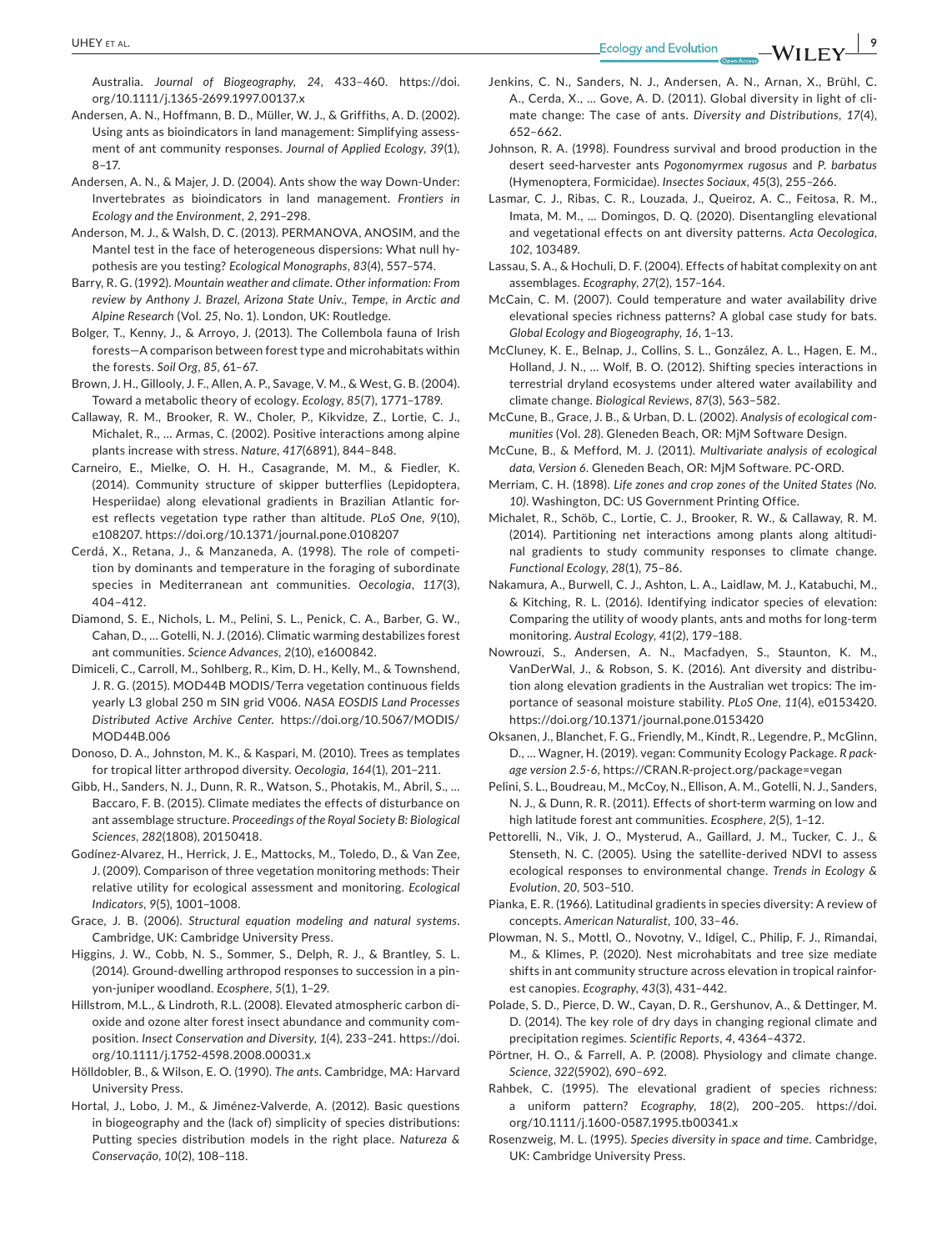Australia. *Journal of Biogeography*, *24*, 433–460. https://doi.org/10.1111/j.1365-2699.1997.00137.x

Andersen, A. N., Hoffmann, B. D., Müller, W. J., & Griffiths, A. D. (2002). Using ants as bioindicators in land management: Simplifying assessment of ant community responses. *Journal of Applied Ecology*, *39*(1), 8–17.

Andersen, A. N., & Majer, J. D. (2004). Ants show the way Down-Under: Invertebrates as bioindicators in land management. *Frontiers in Ecology and the Environment*, *2*, 291–298.

Anderson, M. J., & Walsh, D. C. (2013). PERMANOVA, ANOSIM, and the Mantel test in the face of heterogeneous dispersions: What null hypothesis are you testing? *Ecological Monographs*, *83*(4), 557–574.

Barry, R. G. (1992). *Mountain weather and climate. Other information: From review by Anthony J. Brazel, Arizona State Univ., Tempe, in Arctic and Alpine Research* (Vol. *25*, No. 1). London, UK: Routledge.

Bolger, T., Kenny, J., & Arroyo, J. (2013). The Collembola fauna of Irish forests—A comparison between forest type and microhabitats within the forests. *Soil Org*, *85*, 61–67.

Brown, J. H., Gillooly, J. F., Allen, A. P., Savage, V. M., & West, G. B. (2004). Toward a metabolic theory of ecology. *Ecology*, *85*(7), 1771–1789.

Callaway, R. M., Brooker, R. W., Choler, P., Kikvidze, Z., Lortie, C. J., Michalet, R., … Armas, C. (2002). Positive interactions among alpine plants increase with stress. *Nature*, *417*(6891), 844–848.

Carneiro, E., Mielke, O. H. H., Casagrande, M. M., & Fiedler, K. (2014). Community structure of skipper butterflies (Lepidoptera, Hesperiidae) along elevational gradients in Brazilian Atlantic forest reflects vegetation type rather than altitude. *PLoS One*, *9*(10), e108207. https://doi.org/10.1371/journal.pone.0108207

Cerdá, X., Retana, J., & Manzaneda, A. (1998). The role of competition by dominants and temperature in the foraging of subordinate species in Mediterranean ant communities. *Oecologia*, *117*(3), 404–412.

Diamond, S. E., Nichols, L. M., Pelini, S. L., Penick, C. A., Barber, G. W., Cahan, D., … Gotelli, N. J. (2016). Climatic warming destabilizes forest ant communities. *Science Advances*, *2*(10), e1600842.

Dimiceli, C., Carroll, M., Sohlberg, R., Kim, D. H., Kelly, M., & Townshend, J. R. G. (2015). MOD44B MODIS/Terra vegetation continuous fields yearly L3 global 250 m SIN grid V006. *NASA EOSDIS Land Processes Distributed Active Archive Center.* https://doi.org/10.5067/MODIS/MOD44B.006

Donoso, D. A., Johnston, M. K., & Kaspari, M. (2010). Trees as templates for tropical litter arthropod diversity. *Oecologia*, *164*(1), 201–211.

Gibb, H., Sanders, N. J., Dunn, R. R., Watson, S., Photakis, M., Abril, S., … Baccaro, F. B. (2015). Climate mediates the effects of disturbance on ant assemblage structure. *Proceedings of the Royal Society B: Biological Sciences*, *282*(1808), 20150418.

Godínez-Alvarez, H., Herrick, J. E., Mattocks, M., Toledo, D., & Van Zee, J. (2009). Comparison of three vegetation monitoring methods: Their relative utility for ecological assessment and monitoring. *Ecological Indicators*, *9*(5), 1001–1008.

Grace, J. B. (2006). *Structural equation modeling and natural systems*. Cambridge, UK: Cambridge University Press.

Higgins, J. W., Cobb, N. S., Sommer, S., Delph, R. J., & Brantley, S. L. (2014). Ground-dwelling arthropod responses to succession in a pinyon-juniper woodland. *Ecosphere*, *5*(1), 1–29.

Hillstrom, M.L., & Lindroth, R.L. (2008). Elevated atmospheric carbon dioxide and ozone alter forest insect abundance and community composition. *Insect Conservation and Diversity*, *1*(4), 233–241. https://doi.org/10.1111/j.1752-4598.2008.00031.x

Hölldobler, B., & Wilson, E. O. (1990). *The ants*. Cambridge, MA: Harvard University Press.

Hortal, J., Lobo, J. M., & Jiménez-Valverde, A. (2012). Basic questions in biogeography and the (lack of) simplicity of species distributions: Putting species distribution models in the right place. *Natureza & Conservação*, *10*(2), 108–118.

Jenkins, C. N., Sanders, N. J., Andersen, A. N., Arnan, X., Brühl, C. A., Cerda, X., … Gove, A. D. (2011). Global diversity in light of climate change: The case of ants. *Diversity and Distributions*, *17*(4), 652–662.

Johnson, R. A. (1998). Foundress survival and brood production in the desert seed-harvester ants *Pogonomyrmex rugosus* and *P. barbatus* (Hymenoptera, Formicidae). *Insectes Sociaux*, *45*(3), 255–266.

Lasmar, C. J., Ribas, C. R., Louzada, J., Queiroz, A. C., Feitosa, R. M., Imata, M. M., … Domingos, D. Q. (2020). Disentangling elevational and vegetational effects on ant diversity patterns. *Acta Oecologica*, *102*, 103489.

Lassau, S. A., & Hochuli, D. F. (2004). Effects of habitat complexity on ant assemblages. *Ecography*, *27*(2), 157–164.

McCain, C. M. (2007). Could temperature and water availability drive elevational species richness patterns? A global case study for bats. *Global Ecology and Biogeography*, *16*, 1–13.

McCluney, K. E., Belnap, J., Collins, S. L., González, A. L., Hagen, E. M., Holland, J. N., … Wolf, B. O. (2012). Shifting species interactions in terrestrial dryland ecosystems under altered water availability and climate change. *Biological Reviews*, *87*(3), 563–582.

McCune, B., Grace, J. B., & Urban, D. L. (2002). *Analysis of ecological communities* (Vol. *28*). Gleneden Beach, OR: MjM Software Design.

McCune, B., & Mefford, M. J. (2011). *Multivariate analysis of ecological data, Version 6*. Gleneden Beach, OR: MjM Software. PC-ORD.

Merriam, C. H. (1898). *Life zones and crop zones of the United States (No. 10)*. Washington, DC: US Government Printing Office.

Michalet, R., Schöb, C., Lortie, C. J., Brooker, R. W., & Callaway, R. M. (2014). Partitioning net interactions among plants along altitudinal gradients to study community responses to climate change. *Functional Ecology*, *28*(1), 75–86.

Nakamura, A., Burwell, C. J., Ashton, L. A., Laidlaw, M. J., Katabuchi, M., & Kitching, R. L. (2016). Identifying indicator species of elevation: Comparing the utility of woody plants, ants and moths for long-term monitoring. *Austral Ecology*, *41*(2), 179–188.

Nowrouzi, S., Andersen, A. N., Macfadyen, S., Staunton, K. M., VanDerWal, J., & Robson, S. K. (2016). Ant diversity and distribution along elevation gradients in the Australian wet tropics: The importance of seasonal moisture stability. *PLoS One*, *11*(4), e0153420. https://doi.org/10.1371/journal.pone.0153420

Oksanen, J., Blanchet, F. G., Friendly, M., Kindt, R., Legendre, P., McGlinn, D., … Wagner, H. (2019). vegan: Community Ecology Package. *R package version 2.5-6*, https://CRAN.R-project.org/package=vegan

Pelini, S. L., Boudreau, M., McCoy, N., Ellison, A. M., Gotelli, N. J., Sanders, N. J., & Dunn, R. R. (2011). Effects of short-term warming on low and high latitude forest ant communities. *Ecosphere*, *2*(5), 1–12.

Pettorelli, N., Vik, J. O., Mysterud, A., Gaillard, J. M., Tucker, C. J., & Stenseth, N. C. (2005). Using the satellite-derived NDVI to assess ecological responses to environmental change. *Trends in Ecology & Evolution*, *20*, 503–510.

Pianka, E. R. (1966). Latitudinal gradients in species diversity: A review of concepts. *American Naturalist*, *100*, 33–46.

Plowman, N. S., Mottl, O., Novotny, V., Idigel, C., Philip, F. J., Rimandai, M., & Klimes, P. (2020). Nest microhabitats and tree size mediate shifts in ant community structure across elevation in tropical rainforest canopies. *Ecography*, *43*(3), 431–442.

Polade, S. D., Pierce, D. W., Cayan, D. R., Gershunov, A., & Dettinger, M. D. (2014). The key role of dry days in changing regional climate and precipitation regimes. *Scientific Reports*, *4*, 4364–4372.

Pörtner, H. O., & Farrell, A. P. (2008). Physiology and climate change. *Science*, *322*(5902), 690–692.

Rahbek, C. (1995). The elevational gradient of species richness: a uniform pattern? *Ecography*, *18*(2), 200–205. https://doi.org/10.1111/j.1600-0587.1995.tb00341.x

Rosenzweig, M. L. (1995). *Species diversity in space and time*. Cambridge, UK: Cambridge University Press.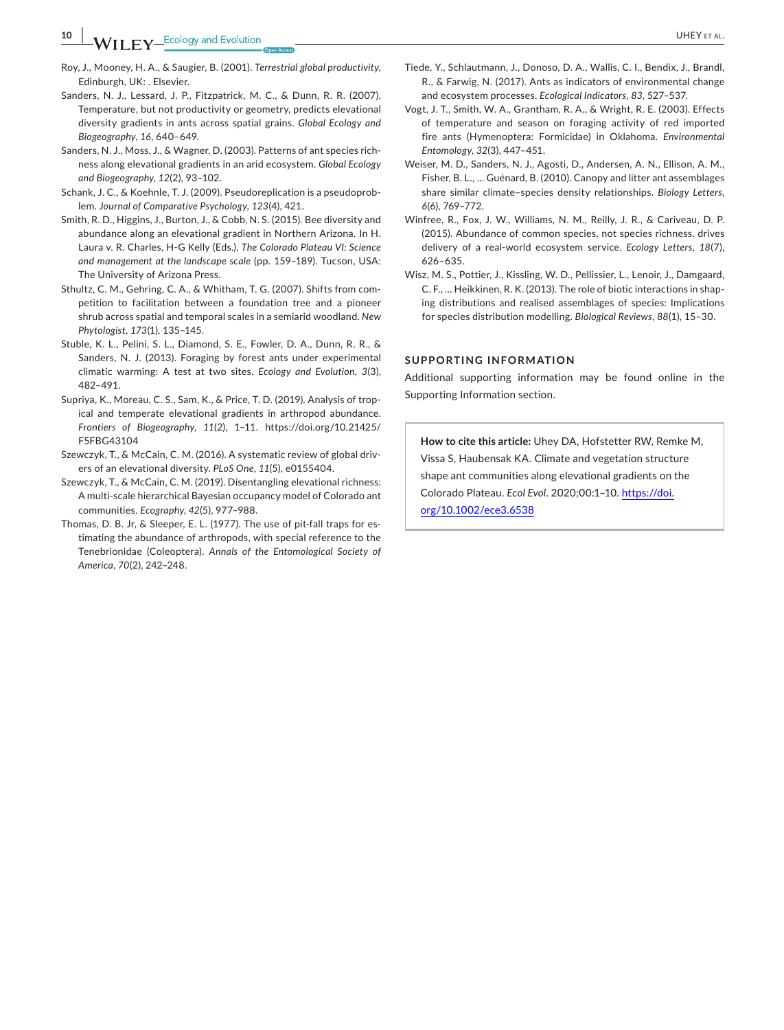Roy, J., Mooney, H. A., & Saugier, B. (2001). *Terrestrial global productivity*, Edinburgh, UK: . Elsevier.

Sanders, N. J., Lessard, J. P., Fitzpatrick, M. C., & Dunn, R. R. (2007). Temperature, but not productivity or geometry, predicts elevational diversity gradients in ants across spatial grains. *Global Ecology and Biogeography*, *16*, 640–649.

Sanders, N. J., Moss, J., & Wagner, D. (2003). Patterns of ant species richness along elevational gradients in an arid ecosystem. *Global Ecology and Biogeography*, *12*(2), 93–102.

Schank, J. C., & Koehnle, T. J. (2009). Pseudoreplication is a pseudoproblem. *Journal of Comparative Psychology*, *123*(4), 421.

Smith, R. D., Higgins, J., Burton, J., & Cobb, N. S. (2015). Bee diversity and abundance along an elevational gradient in Northern Arizona. In H. Laura v. R. Charles, H-G Kelly (Eds.), *The Colorado Plateau VI: Science and management at the landscape scale* (pp. 159–189). Tucson, USA: The University of Arizona Press.

Sthultz, C. M., Gehring, C. A., & Whitham, T. G. (2007). Shifts from competition to facilitation between a foundation tree and a pioneer shrub across spatial and temporal scales in a semiarid woodland. *New Phytologist*, *173*(1), 135–145.

Stuble, K. L., Pelini, S. L., Diamond, S. E., Fowler, D. A., Dunn, R. R., & Sanders, N. J. (2013). Foraging by forest ants under experimental climatic warming: A test at two sites. *Ecology and Evolution*, *3*(3), 482–491.

Supriya, K., Moreau, C. S., Sam, K., & Price, T. D. (2019). Analysis of tropical and temperate elevational gradients in arthropod abundance. *Frontiers of Biogeography*, *11*(2), 1–11. https://doi.org/10.21425/F5FBG43104

Szewczyk, T., & McCain, C. M. (2016). A systematic review of global drivers of an elevational diversity. *PLoS One*, *11*(5), e0155404.

Szewczyk, T., & McCain, C. M. (2019). Disentangling elevational richness: A multi-scale hierarchical Bayesian occupancy model of Colorado ant communities. *Ecography*, *42*(5), 977–988.

Thomas, D. B. Jr, & Sleeper, E. L. (1977). The use of pit-fall traps for estimating the abundance of arthropods, with special reference to the Tenebrionidae (Coleoptera). *Annals of the Entomological Society of America*, *70*(2), 242–248.

Tiede, Y., Schlautmann, J., Donoso, D. A., Wallis, C. I., Bendix, J., Brandl, R., & Farwig, N. (2017). Ants as indicators of environmental change and ecosystem processes. *Ecological Indicators*, *83*, 527–537.

Vogt, J. T., Smith, W. A., Grantham, R. A., & Wright, R. E. (2003). Effects of temperature and season on foraging activity of red imported fire ants (Hymenoptera: Formicidae) in Oklahoma. *Environmental Entomology*, *32*(3), 447–451.

Weiser, M. D., Sanders, N. J., Agosti, D., Andersen, A. N., Ellison, A. M., Fisher, B. L., … Guénard, B. (2010). Canopy and litter ant assemblages share similar climate–species density relationships. *Biology Letters*, *6*(6), 769–772.

Winfree, R., Fox, J. W., Williams, N. M., Reilly, J. R., & Cariveau, D. P. (2015). Abundance of common species, not species richness, drives delivery of a real-world ecosystem service. *Ecology Letters*, *18*(7), 626–635.

Wisz, M. S., Pottier, J., Kissling, W. D., Pellissier, L., Lenoir, J., Damgaard, C. F., … Heikkinen, R. K. (2013). The role of biotic interactions in shaping distributions and realised assemblages of species: Implications for species distribution modelling. *Biological Reviews*, *88*(1), 15–30.

## SUPPORTING INFORMATION

Additional supporting information may be found online in the Supporting Information section.

**How to cite this article:** Uhey DA, Hofstetter RW, Remke M, Vissa S, Haubensak KA. Climate and vegetation structure shape ant communities along elevational gradients on the Colorado Plateau. *Ecol Evol*. 2020;00:1–10. https://doi.org/10.1002/ece3.6538